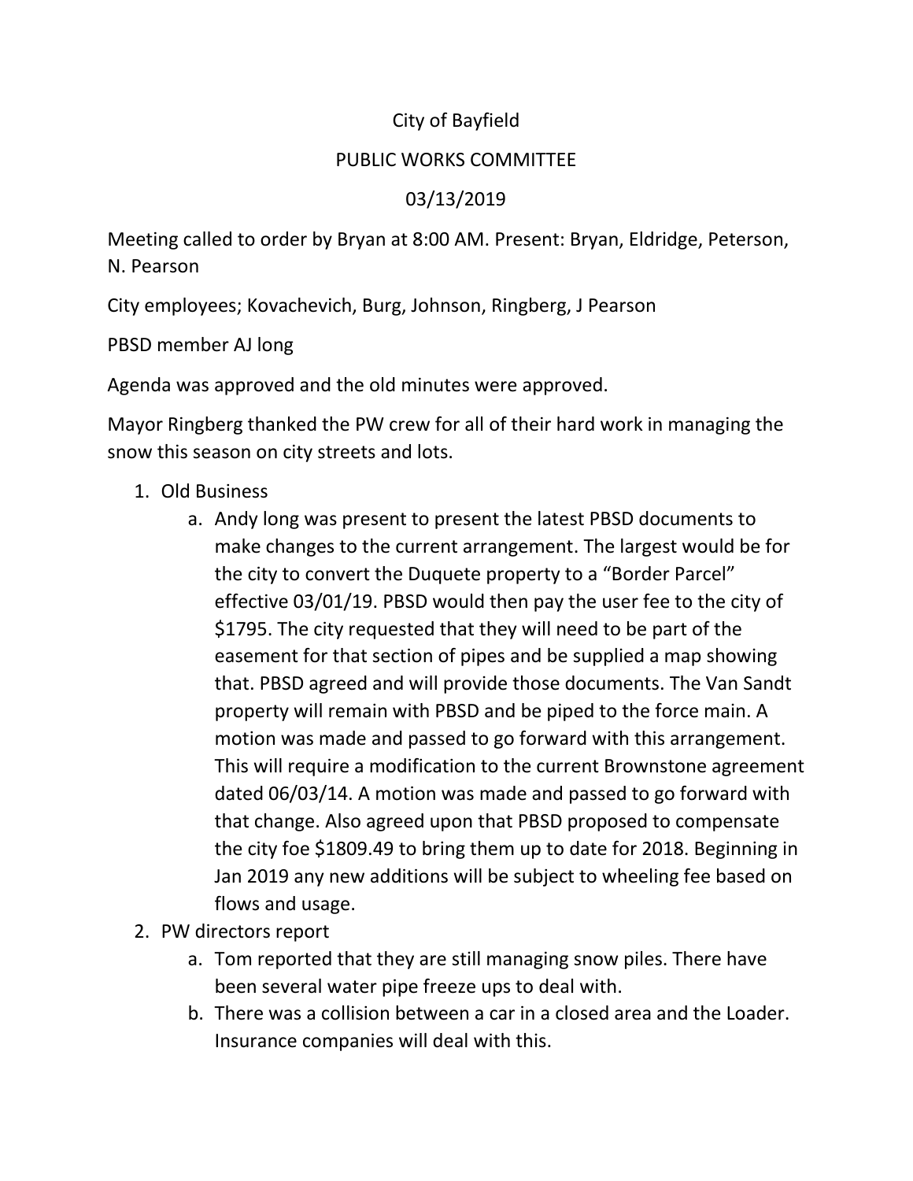City of Bayfield

PUBLIC WORKS COMMITTEE

03/13/2019

Meeting called to order by Bryan at 8:00 AM. Present: Bryan, Eldridge, Peterson, N. Pearson

City employees; Kovachevich, Burg, Johnson, Ringberg, J Pearson

PBSD member AJ long

Agenda was approved and the old minutes were approved.

Mayor Ringberg thanked the PW crew for all of their hard work in managing the snow this season on city streets and lots.

1. Old Business
    a. Andy long was present to present the latest PBSD documents to make changes to the current arrangement. The largest would be for the city to convert the Duquete property to a "Border Parcel" effective 03/01/19. PBSD would then pay the user fee to the city of $1795. The city requested that they will need to be part of the easement for that section of pipes and be supplied a map showing that. PBSD agreed and will provide those documents. The Van Sandt property will remain with PBSD and be piped to the force main. A motion was made and passed to go forward with this arrangement. This will require a modification to the current Brownstone agreement dated 06/03/14. A motion was made and passed to go forward with that change. Also agreed upon that PBSD proposed to compensate the city foe $1809.49 to bring them up to date for 2018. Beginning in Jan 2019 any new additions will be subject to wheeling fee based on flows and usage.
2. PW directors report
    a. Tom reported that they are still managing snow piles. There have been several water pipe freeze ups to deal with.
    b. There was a collision between a car in a closed area and the Loader. Insurance companies will deal with this.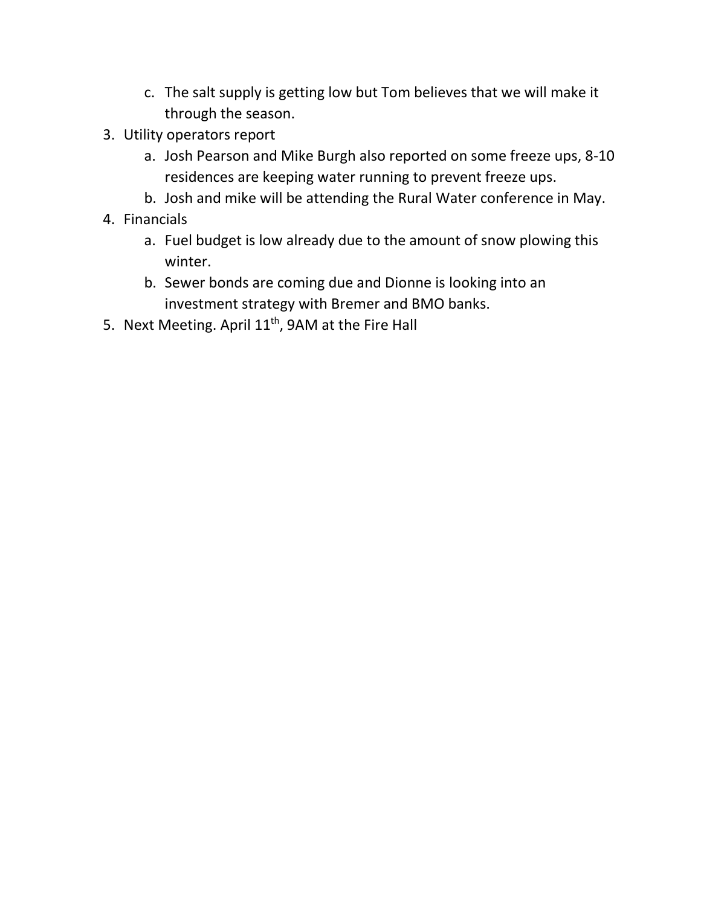c. The salt supply is getting low but Tom believes that we will make it through the season.

3. Utility operators report
   a. Josh Pearson and Mike Burgh also reported on some freeze ups, 8-10 residences are keeping water running to prevent freeze ups.
   b. Josh and mike will be attending the Rural Water conference in May.
4. Financials
   a. Fuel budget is low already due to the amount of snow plowing this winter.
   b. Sewer bonds are coming due and Dionne is looking into an investment strategy with Bremer and BMO banks.
5. Next Meeting. April 11th, 9AM at the Fire Hall